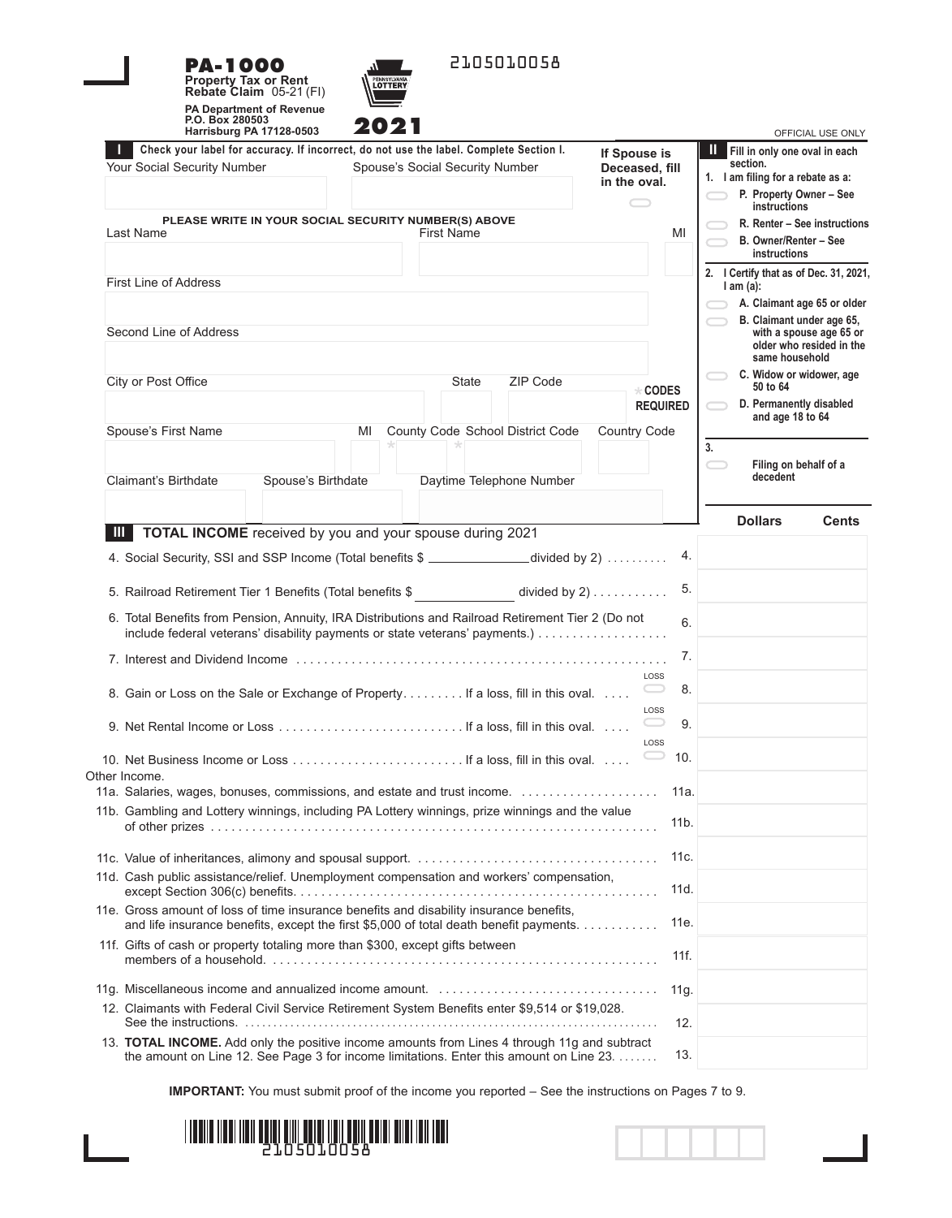# PA-1000

**Property Tax or Rent Rebate Claim** 05-21 (FI)

**PA Department of Revenue**
**P.O. Box 280503**
**Harrisburg PA 17128-0503**

**2021**

2105010058

OFFICIAL USE ONLY

## I

**Check your label for accuracy. If incorrect, do not use the label. Complete Section I.**

Your Social Security Number | Spouse's Social Security Number | **If Spouse is Deceased, fill in the oval.**

**PLEASE WRITE IN YOUR SOCIAL SECURITY NUMBER(S) ABOVE**

Last Name | First Name | MI

First Line of Address

Second Line of Address

City or Post Office | State | ZIP Code | * **CODES REQUIRED**

Spouse's First Name | MI | County Code * | School District Code * | Country Code

Claimant's Birthdate | Spouse's Birthdate | Daytime Telephone Number

## II

**Fill in only one oval in each section.**

**1. I am filing for a rebate as a:**

- **P. Property Owner – See instructions**
- **R. Renter – See instructions**
- **B. Owner/Renter – See instructions**

**2. I Certify that as of Dec. 31, 2021, I am (a):**

- **A. Claimant age 65 or older**
- **B. Claimant under age 65, with a spouse age 65 or older who resided in the same household**
- **C. Widow or widower, age 50 to 64**
- **D. Permanently disabled and age 18 to 64**

**3.**

- **Filing on behalf of a decedent**

## III **TOTAL INCOME** received by you and your spouse during 2021

| Line | Description | Dollars | Cents |
|---|---|---|---|
| 4. | Social Security, SSI and SSP Income (Total benefits $ ______________ divided by 2) | | |
| 5. | Railroad Retirement Tier 1 Benefits (Total benefits $ ______________ divided by 2) | | |
| 6. | Total Benefits from Pension, Annuity, IRA Distributions and Railroad Retirement Tier 2 (Do not include federal veterans' disability payments or state veterans' payments.) | | |
| 7. | Interest and Dividend Income | | |
| 8. | Gain or Loss on the Sale or Exchange of Property. If a loss, fill in this oval. (LOSS) | | |
| 9. | Net Rental Income or Loss. If a loss, fill in this oval. (LOSS) | | |
| 10. | Net Business Income or Loss. If a loss, fill in this oval. (LOSS) | | |
| | Other Income. | | |
| 11a. | Salaries, wages, bonuses, commissions, and estate and trust income. | | |
| 11b. | Gambling and Lottery winnings, including PA Lottery winnings, prize winnings and the value of other prizes | | |
| 11c. | Value of inheritances, alimony and spousal support. | | |
| 11d. | Cash public assistance/relief. Unemployment compensation and workers' compensation, except Section 306(c) benefits. | | |
| 11e. | Gross amount of loss of time insurance benefits and disability insurance benefits, and life insurance benefits, except the first $5,000 of total death benefit payments. | | |
| 11f. | Gifts of cash or property totaling more than $300, except gifts between members of a household. | | |
| 11g. | Miscellaneous income and annualized income amount. | | |
| 12. | Claimants with Federal Civil Service Retirement System Benefits enter $9,514 or $19,028. See the instructions. | | |
| 13. | **TOTAL INCOME.** Add only the positive income amounts from Lines 4 through 11g and subtract the amount on Line 12. See Page 3 for income limitations. Enter this amount on Line 23. | | |

**IMPORTANT:** You must submit proof of the income you reported – See the instructions on Pages 7 to 9.

2105010058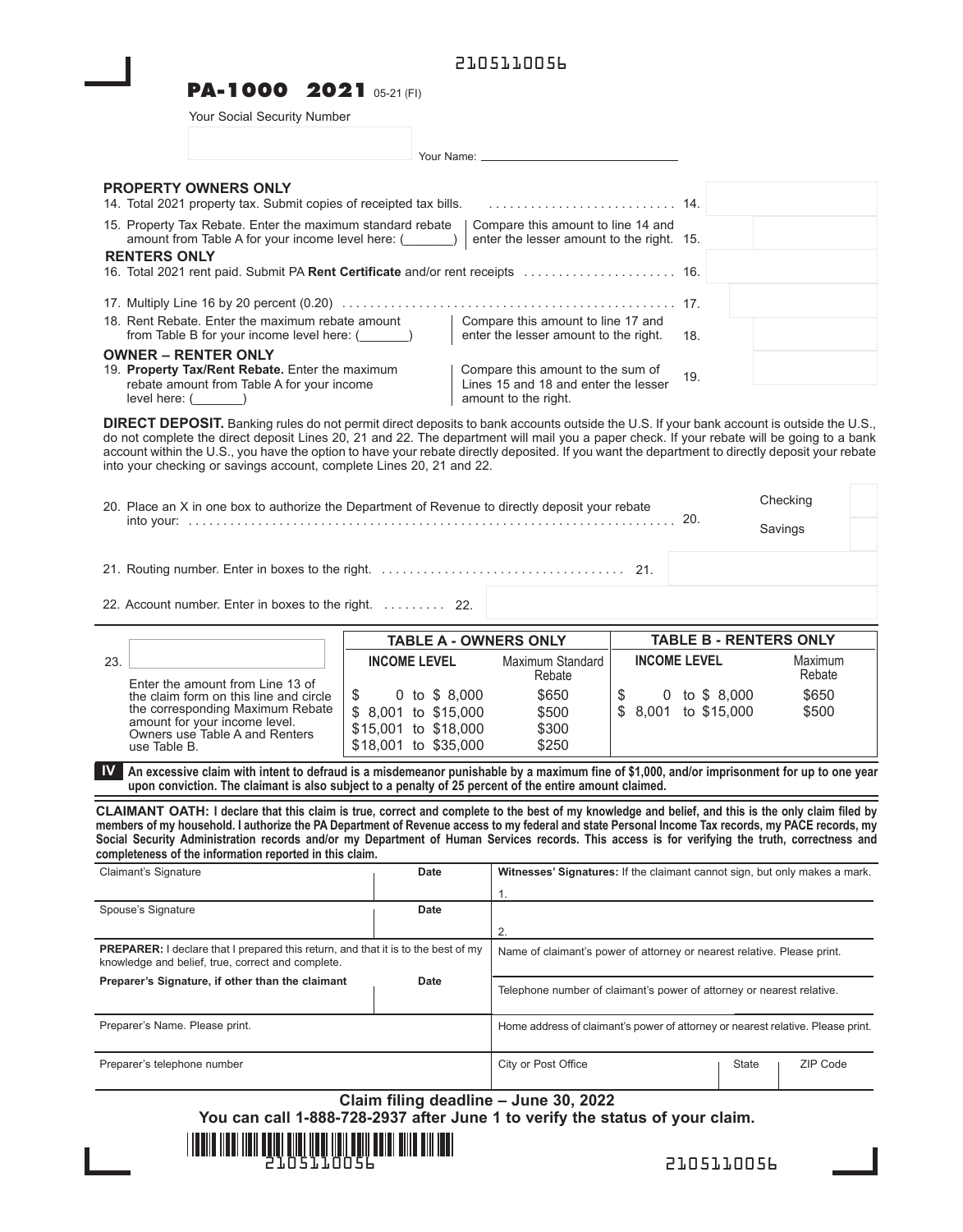2105110056

# PA-1000 2021 05-21 (FI)

Your Social Security Number

Your Name: ______________________

## PROPERTY OWNERS ONLY

14. Total 2021 property tax. Submit copies of receipted tax bills. . . . . . . . . . . . . . . . . . . . . . . . . . . . 14.

15. Property Tax Rebate. Enter the maximum standard rebate amount from Table A for your income level here: (_______) | Compare this amount to line 14 and enter the lesser amount to the right. 15.

## RENTERS ONLY

16. Total 2021 rent paid. Submit PA **Rent Certificate** and/or rent receipts . . . . . . . . . . . . . . . . . . . . . . 16.

17. Multiply Line 16 by 20 percent (0.20) . . . . . . . . . . . . . . . . . . . . . . . . . . . . . . . . . . . . . . . . . . . . . . . . 17.

18. Rent Rebate. Enter the maximum rebate amount from Table B for your income level here: (_______) | Compare this amount to line 17 and enter the lesser amount to the right. 18.

## OWNER – RENTER ONLY

19. **Property Tax/Rent Rebate.** Enter the maximum rebate amount from Table A for your income level here: (_______) | Compare this amount to the sum of Lines 15 and 18 and enter the lesser amount to the right. 19.

**DIRECT DEPOSIT.** Banking rules do not permit direct deposits to bank accounts outside the U.S. If your bank account is outside the U.S., do not complete the direct deposit Lines 20, 21 and 22. The department will mail you a paper check. If your rebate will be going to a bank account within the U.S., you have the option to have your rebate directly deposited. If you want the department to directly deposit your rebate into your checking or savings account, complete Lines 20, 21 and 22.

20. Place an X in one box to authorize the Department of Revenue to directly deposit your rebate into your: . . . . . . . . . . . . . . . . . . . . . . . . . . . . . . . . . . . . . . . . . . . . . . . . . . . . . . . . . . . . . . . . . . . . . . . . 20. Checking ☐ Savings ☐

21. Routing number. Enter in boxes to the right. . . . . . . . . . . . . . . . . . . . . . . . . . . . . . . . . . . . 21.

22. Account number. Enter in boxes to the right. . . . . . . . . . 22.

23. Enter the amount from Line 13 of the claim form on this line and circle the corresponding Maximum Rebate amount for your income level. Owners use Table A and Renters use Table B.

| TABLE A - OWNERS ONLY | | TABLE B - RENTERS ONLY | |
|---|---|---|---|
| **INCOME LEVEL** | Maximum Standard Rebate | **INCOME LEVEL** | Maximum Rebate |
| \$ 0 to \$ 8,000 | \$650 | \$ 0 to \$ 8,000 | \$650 |
| \$ 8,001 to \$15,000 | \$500 | \$ 8,001 to \$15,000 | \$500 |
| \$15,001 to \$18,000 | \$300 | | |
| \$18,001 to \$35,000 | \$250 | | |

**IV An excessive claim with intent to defraud is a misdemeanor punishable by a maximum fine of \$1,000, and/or imprisonment for up to one year upon conviction. The claimant is also subject to a penalty of 25 percent of the entire amount claimed.**

**CLAIMANT OATH: I declare that this claim is true, correct and complete to the best of my knowledge and belief, and this is the only claim filed by members of my household. I authorize the PA Department of Revenue access to my federal and state Personal Income Tax records, my PACE records, my Social Security Administration records and/or my Department of Human Services records. This access is for verifying the truth, correctness and completeness of the information reported in this claim.**

| Claimant's Signature | Date | **Witnesses' Signatures:** If the claimant cannot sign, but only makes a mark. 1. |
|---|---|---|
| Spouse's Signature | Date | 2. |
| **PREPARER:** I declare that I prepared this return, and that it is to the best of my knowledge and belief, true, correct and complete. | | Name of claimant's power of attorney or nearest relative. Please print. |
| **Preparer's Signature, if other than the claimant** | **Date** | Telephone number of claimant's power of attorney or nearest relative. |
| Preparer's Name. Please print. | | Home address of claimant's power of attorney or nearest relative. Please print. |
| Preparer's telephone number | | City or Post Office / State / ZIP Code |

**Claim filing deadline – June 30, 2022**

**You can call 1-888-728-2937 after June 1 to verify the status of your claim.**

2105110056

2105110056